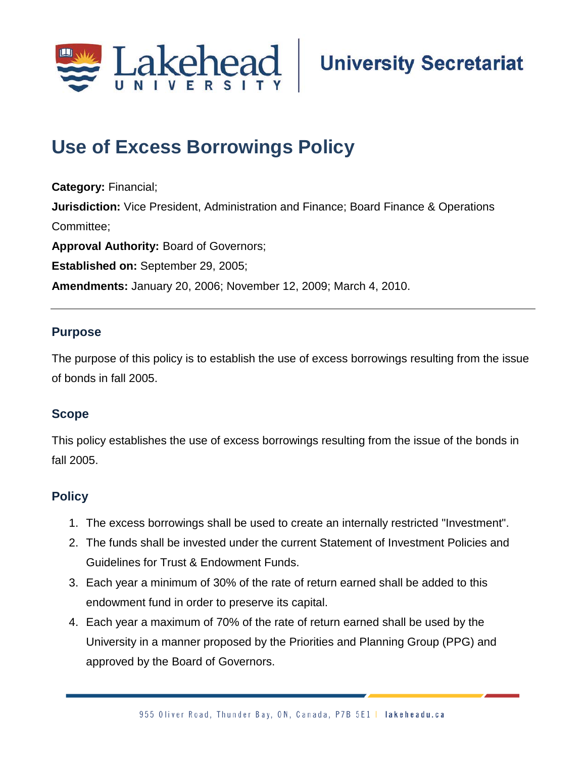# Use of Excess Borrowings Policy

**Category:** Financial;

**Jurisdiction:** Vice President, Administration and Finance; Board Finance & Operations Committee;

**Approval Authority:** Board of Governors;

**Established on:** September 29, 2005;

**Amendments:** January 20, 2006; November 12, 2009; March 4, 2010.

---

## Purpose

The purpose of this policy is to establish the use of excess borrowings resulting from the issue of bonds in fall 2005.

## Scope

This policy establishes the use of excess borrowings resulting from the issue of the bonds in fall 2005.

## Policy

1. The excess borrowings shall be used to create an internally restricted "Investment".
2. The funds shall be invested under the current Statement of Investment Policies and Guidelines for Trust & Endowment Funds.
3. Each year a minimum of 30% of the rate of return earned shall be added to this endowment fund in order to preserve its capital.
4. Each year a maximum of 70% of the rate of return earned shall be used by the University in a manner proposed by the Priorities and Planning Group (PPG) and approved by the Board of Governors.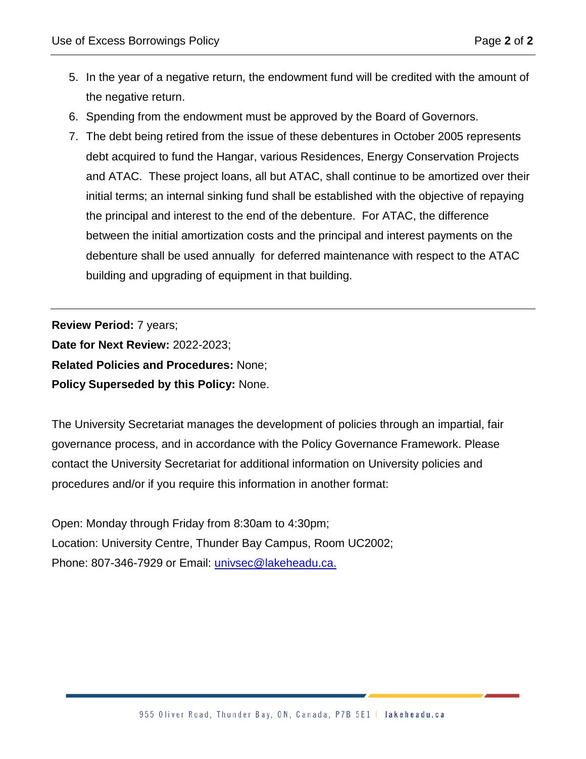5. In the year of a negative return, the endowment fund will be credited with the amount of the negative return.
6. Spending from the endowment must be approved by the Board of Governors.
7. The debt being retired from the issue of these debentures in October 2005 represents debt acquired to fund the Hangar, various Residences, Energy Conservation Projects and ATAC. These project loans, all but ATAC, shall continue to be amortized over their initial terms; an internal sinking fund shall be established with the objective of repaying the principal and interest to the end of the debenture. For ATAC, the difference between the initial amortization costs and the principal and interest payments on the debenture shall be used annually for deferred maintenance with respect to the ATAC building and upgrading of equipment in that building.

---

**Review Period:** 7 years;
**Date for Next Review:** 2022-2023;
**Related Policies and Procedures:** None;
**Policy Superseded by this Policy:** None.

The University Secretariat manages the development of policies through an impartial, fair governance process, and in accordance with the Policy Governance Framework. Please contact the University Secretariat for additional information on University policies and procedures and/or if you require this information in another format:

Open: Monday through Friday from 8:30am to 4:30pm;
Location: University Centre, Thunder Bay Campus, Room UC2002;
Phone: 807-346-7929 or Email: univsec@lakeheadu.ca.

955 Oliver Road, Thunder Bay, ON, Canada, P7B 5E1 | lakeheadu.ca